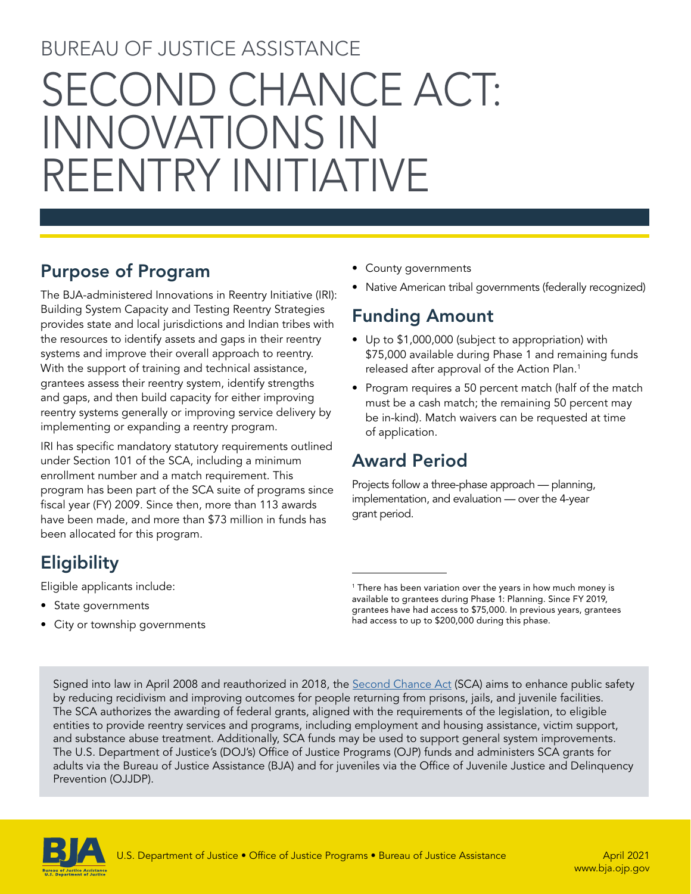BUREAU OF JUSTICE ASSISTANCE

# SECOND CHANCE ACT: INNOVATIONS IN REENTRY INITIATIVE

## Purpose of Program

The BJA-administered Innovations in Reentry Initiative (IRI): Building System Capacity and Testing Reentry Strategies provides state and local jurisdictions and Indian tribes with the resources to identify assets and gaps in their reentry systems and improve their overall approach to reentry. With the support of training and technical assistance, grantees assess their reentry system, identify strengths and gaps, and then build capacity for either improving reentry systems generally or improving service delivery by implementing or expanding a reentry program.

IRI has specific mandatory statutory requirements outlined under Section 101 of the SCA, including a minimum enrollment number and a match requirement. This program has been part of the SCA suite of programs since fiscal year (FY) 2009. Since then, more than 113 awards have been made, and more than $73 million in funds has been allocated for this program.

## Eligibility

Eligible applicants include:

- State governments
- City or township governments
- County governments
- Native American tribal governments (federally recognized)

## Funding Amount

- Up to $1,000,000 (subject to appropriation) with $75,000 available during Phase 1 and remaining funds released after approval of the Action Plan.[1]
- Program requires a 50 percent match (half of the match must be a cash match; the remaining 50 percent may be in-kind). Match waivers can be requested at time of application.

## Award Period

Projects follow a three-phase approach — planning, implementation, and evaluation — over the 4-year grant period.

[1] There has been variation over the years in how much money is available to grantees during Phase 1: Planning. Since FY 2019, grantees have had access to $75,000. In previous years, grantees had access to up to $200,000 during this phase.

Signed into law in April 2008 and reauthorized in 2018, the Second Chance Act (SCA) aims to enhance public safety by reducing recidivism and improving outcomes for people returning from prisons, jails, and juvenile facilities. The SCA authorizes the awarding of federal grants, aligned with the requirements of the legislation, to eligible entities to provide reentry services and programs, including employment and housing assistance, victim support, and substance abuse treatment. Additionally, SCA funds may be used to support general system improvements. The U.S. Department of Justice's (DOJ's) Office of Justice Programs (OJP) funds and administers SCA grants for adults via the Bureau of Justice Assistance (BJA) and for juveniles via the Office of Juvenile Justice and Delinquency Prevention (OJJDP).

U.S. Department of Justice • Office of Justice Programs • Bureau of Justice Assistance

April 2021
www.bja.ojp.gov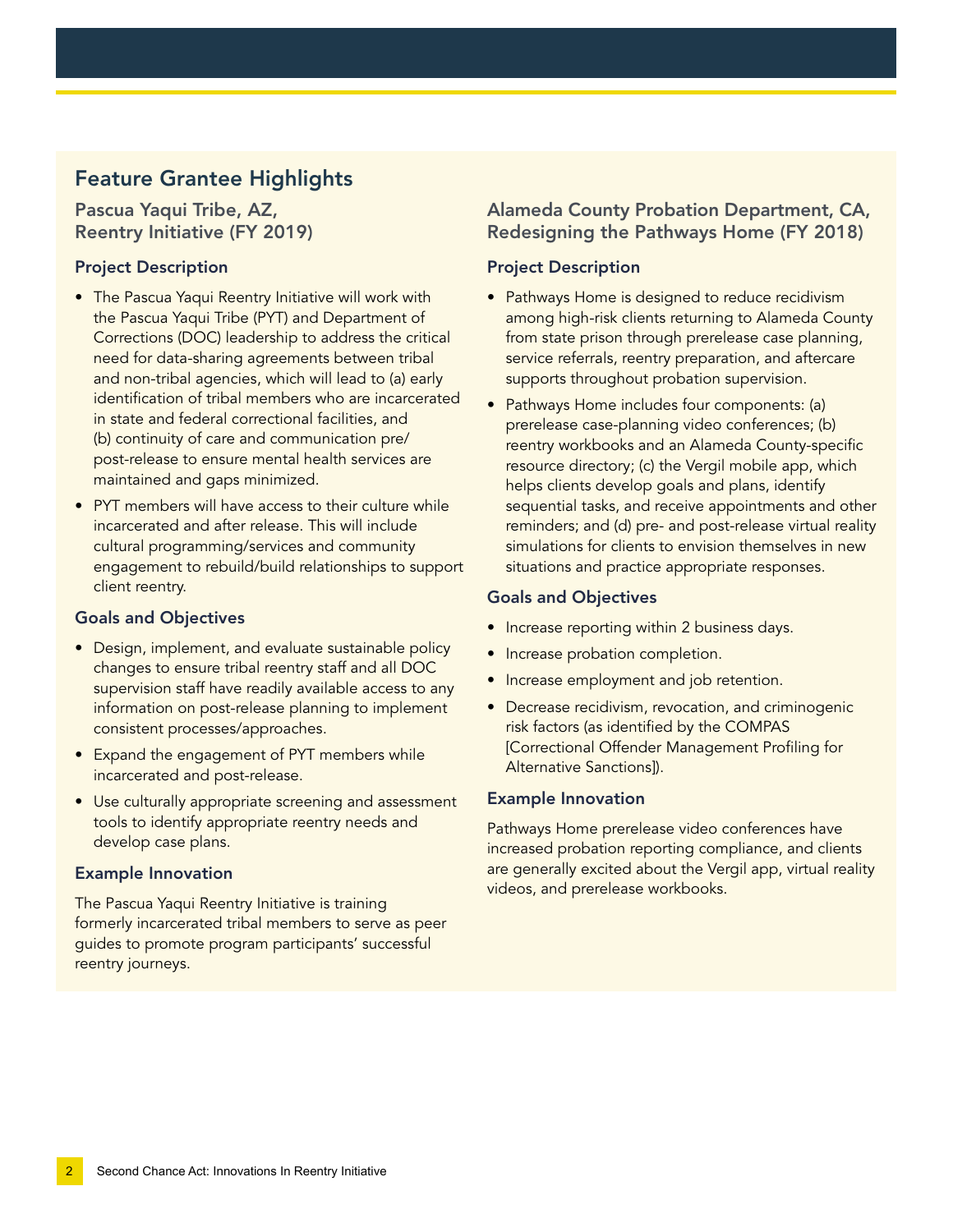## Feature Grantee Highlights

### Pascua Yaqui Tribe, AZ, Reentry Initiative (FY 2019)

#### Project Description

- The Pascua Yaqui Reentry Initiative will work with the Pascua Yaqui Tribe (PYT) and Department of Corrections (DOC) leadership to address the critical need for data-sharing agreements between tribal and non-tribal agencies, which will lead to (a) early identification of tribal members who are incarcerated in state and federal correctional facilities, and (b) continuity of care and communication pre/post-release to ensure mental health services are maintained and gaps minimized.
- PYT members will have access to their culture while incarcerated and after release. This will include cultural programming/services and community engagement to rebuild/build relationships to support client reentry.

#### Goals and Objectives

- Design, implement, and evaluate sustainable policy changes to ensure tribal reentry staff and all DOC supervision staff have readily available access to any information on post-release planning to implement consistent processes/approaches.
- Expand the engagement of PYT members while incarcerated and post-release.
- Use culturally appropriate screening and assessment tools to identify appropriate reentry needs and develop case plans.

#### Example Innovation

The Pascua Yaqui Reentry Initiative is training formerly incarcerated tribal members to serve as peer guides to promote program participants' successful reentry journeys.

### Alameda County Probation Department, CA, Redesigning the Pathways Home (FY 2018)

#### Project Description

- Pathways Home is designed to reduce recidivism among high-risk clients returning to Alameda County from state prison through prerelease case planning, service referrals, reentry preparation, and aftercare supports throughout probation supervision.
- Pathways Home includes four components: (a) prerelease case-planning video conferences; (b) reentry workbooks and an Alameda County-specific resource directory; (c) the Vergil mobile app, which helps clients develop goals and plans, identify sequential tasks, and receive appointments and other reminders; and (d) pre- and post-release virtual reality simulations for clients to envision themselves in new situations and practice appropriate responses.

#### Goals and Objectives

- Increase reporting within 2 business days.
- Increase probation completion.
- Increase employment and job retention.
- Decrease recidivism, revocation, and criminogenic risk factors (as identified by the COMPAS [Correctional Offender Management Profiling for Alternative Sanctions]).

#### Example Innovation

Pathways Home prerelease video conferences have increased probation reporting compliance, and clients are generally excited about the Vergil app, virtual reality videos, and prerelease workbooks.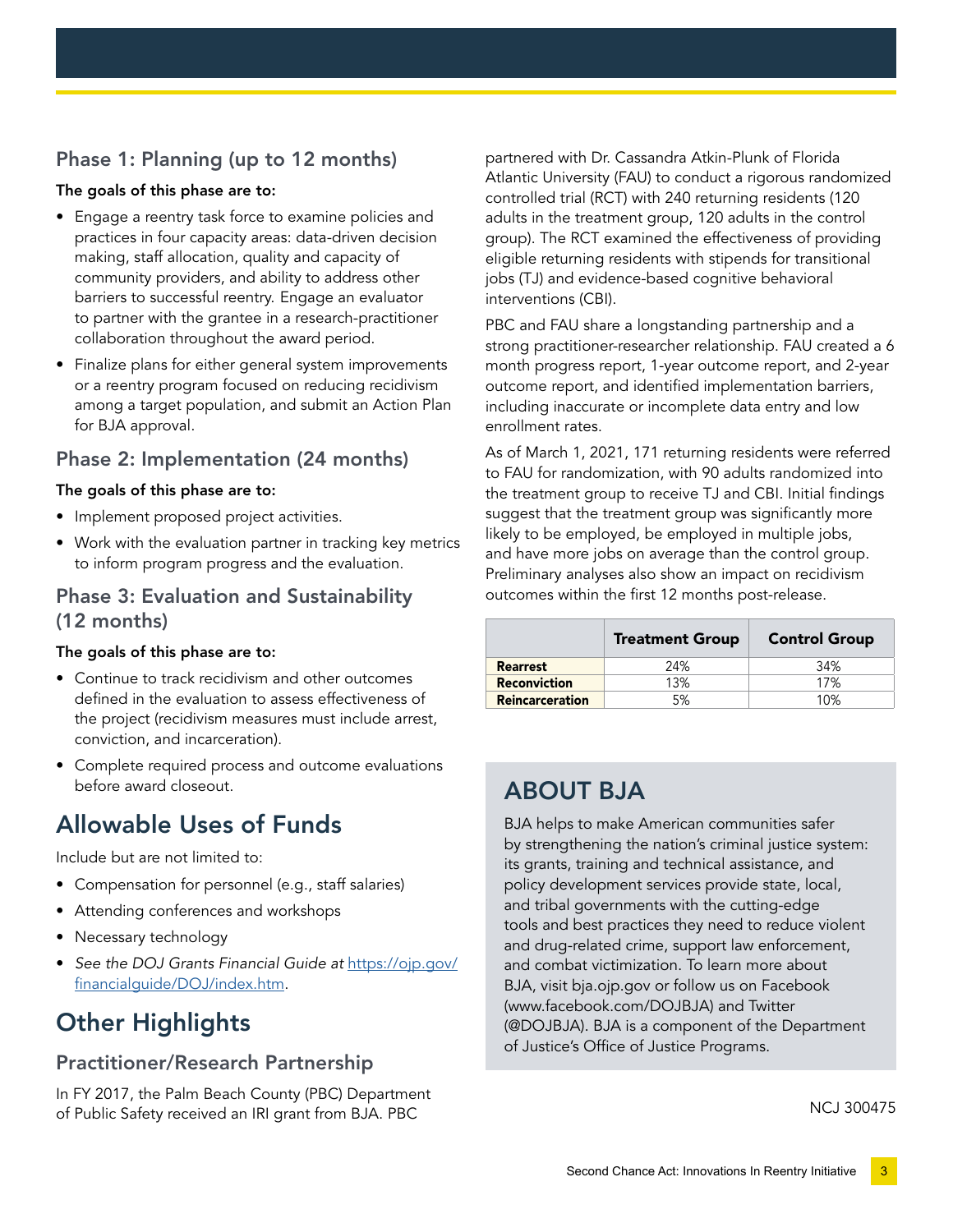### Phase 1: Planning (up to 12 months)

**The goals of this phase are to:**

- Engage a reentry task force to examine policies and practices in four capacity areas: data-driven decision making, staff allocation, quality and capacity of community providers, and ability to address other barriers to successful reentry. Engage an evaluator to partner with the grantee in a research-practitioner collaboration throughout the award period.
- Finalize plans for either general system improvements or a reentry program focused on reducing recidivism among a target population, and submit an Action Plan for BJA approval.

### Phase 2: Implementation (24 months)

**The goals of this phase are to:**

- Implement proposed project activities.
- Work with the evaluation partner in tracking key metrics to inform program progress and the evaluation.

### Phase 3: Evaluation and Sustainability (12 months)

**The goals of this phase are to:**

- Continue to track recidivism and other outcomes defined in the evaluation to assess effectiveness of the project (recidivism measures must include arrest, conviction, and incarceration).
- Complete required process and outcome evaluations before award closeout.

## Allowable Uses of Funds

Include but are not limited to:

- Compensation for personnel (e.g., staff salaries)
- Attending conferences and workshops
- Necessary technology
- *See the DOJ Grants Financial Guide at* [https://ojp.gov/financialguide/DOJ/index.htm](https://ojp.gov/financialguide/DOJ/index.htm).

## Other Highlights

### Practitioner/Research Partnership

In FY 2017, the Palm Beach County (PBC) Department of Public Safety received an IRI grant from BJA. PBC partnered with Dr. Cassandra Atkin-Plunk of Florida Atlantic University (FAU) to conduct a rigorous randomized controlled trial (RCT) with 240 returning residents (120 adults in the treatment group, 120 adults in the control group). The RCT examined the effectiveness of providing eligible returning residents with stipends for transitional jobs (TJ) and evidence-based cognitive behavioral interventions (CBI).

PBC and FAU share a longstanding partnership and a strong practitioner-researcher relationship. FAU created a 6 month progress report, 1-year outcome report, and 2-year outcome report, and identified implementation barriers, including inaccurate or incomplete data entry and low enrollment rates.

As of March 1, 2021, 171 returning residents were referred to FAU for randomization, with 90 adults randomized into the treatment group to receive TJ and CBI. Initial findings suggest that the treatment group was significantly more likely to be employed, be employed in multiple jobs, and have more jobs on average than the control group. Preliminary analyses also show an impact on recidivism outcomes within the first 12 months post-release.

| | Treatment Group | Control Group |
|---|---|---|
| **Rearrest** | 24% | 34% |
| **Reconviction** | 13% | 17% |
| **Reincarceration** | 5% | 10% |

## ABOUT BJA

BJA helps to make American communities safer by strengthening the nation's criminal justice system: its grants, training and technical assistance, and policy development services provide state, local, and tribal governments with the cutting-edge tools and best practices they need to reduce violent and drug-related crime, support law enforcement, and combat victimization. To learn more about BJA, visit bja.ojp.gov or follow us on Facebook (www.facebook.com/DOJBJA) and Twitter (@DOJBJA). BJA is a component of the Department of Justice's Office of Justice Programs.

NCJ 300475